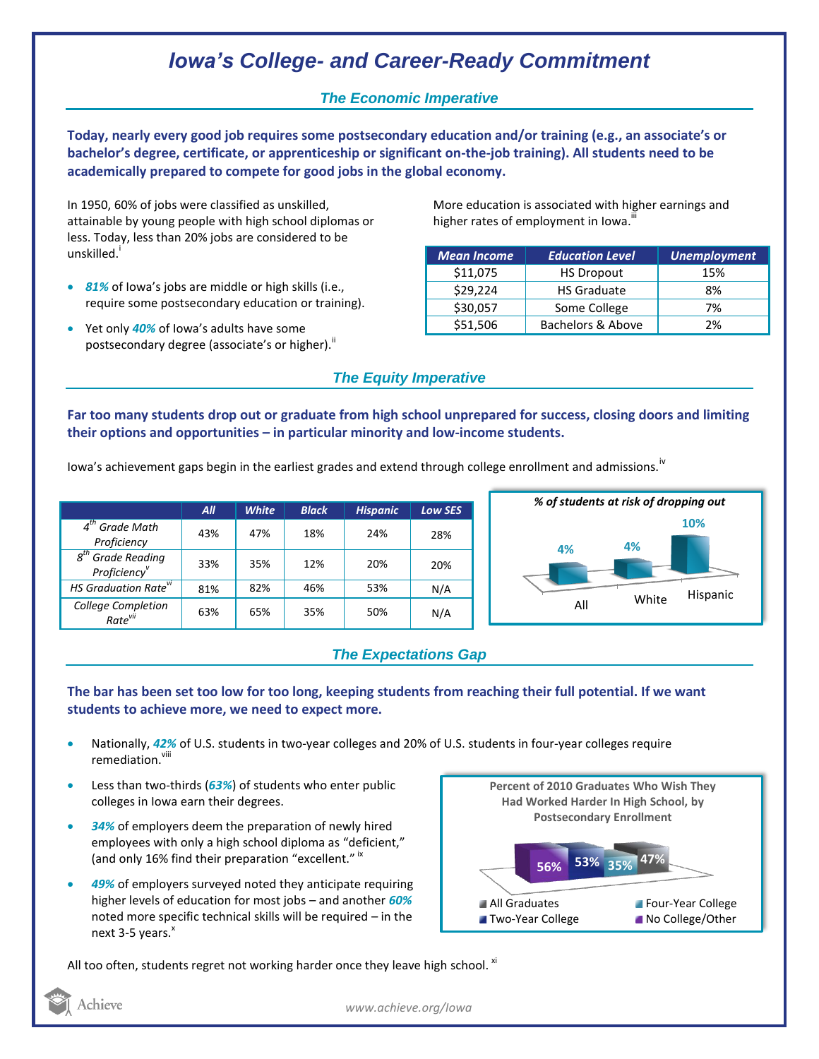# Iowa's College- and Career-Ready Commitment

## The Economic Imperative

**Today, nearly every good job requires some postsecondary education and/or training (e.g., an associate's or bachelor's degree, certificate, or apprenticeship or significant on-the-job training). All students need to be academically prepared to compete for good jobs in the global economy.**

In 1950, 60% of jobs were classified as unskilled, attainable by young people with high school diplomas or less. Today, less than 20% jobs are considered to be unskilled.[i]

- ***81%*** of Iowa's jobs are middle or high skills (i.e., require some postsecondary education or training).
- Yet only ***40%*** of Iowa's adults have some postsecondary degree (associate's or higher).[ii]

More education is associated with higher earnings and higher rates of employment in Iowa.[iii]

| Mean Income | Education Level | Unemployment |
|---|---|---|
| $11,075 | HS Dropout | 15% |
| $29,224 | HS Graduate | 8% |
| $30,057 | Some College | 7% |
| $51,506 | Bachelors & Above | 2% |

## The Equity Imperative

**Far too many students drop out or graduate from high school unprepared for success, closing doors and limiting their options and opportunities – in particular minority and low-income students.**

Iowa's achievement gaps begin in the earliest grades and extend through college enrollment and admissions.[iv]

| | All | White | Black | Hispanic | Low SES |
|---|---|---|---|---|---|
| 4th Grade Math Proficiency | 43% | 47% | 18% | 24% | 28% |
| 8th Grade Reading Proficiency[v] | 33% | 35% | 12% | 20% | 20% |
| HS Graduation Rate[vi] | 81% | 82% | 46% | 53% | N/A |
| College Completion Rate[vii] | 63% | 65% | 35% | 50% | N/A |

*% of students at risk of dropping out*

| All | White | Hispanic |
|---|---|---|
| 4% | 4% | 10% |

## The Expectations Gap

**The bar has been set too low for too long, keeping students from reaching their full potential. If we want students to achieve more, we need to expect more.**

- Nationally, ***42%*** of U.S. students in two-year colleges and 20% of U.S. students in four-year colleges require remediation.[viii]
- Less than two-thirds (***63%***) of students who enter public colleges in Iowa earn their degrees.
- ***34%*** of employers deem the preparation of newly hired employees with only a high school diploma as "deficient," (and only 16% find their preparation "excellent." [ix]
- ***49%*** of employers surveyed noted they anticipate requiring higher levels of education for most jobs – and another ***60%*** noted more specific technical skills will be required – in the next 3-5 years.[x]

**Percent of 2010 Graduates Who Wish They Had Worked Harder In High School, by Postsecondary Enrollment**

| No College/Other | Two-Year College | Four-Year College | All Graduates |
|---|---|---|---|
| 56% | 53% | 35% | 47% |

All too often, students regret not working harder once they leave high school. [xi]

www.achieve.org/Iowa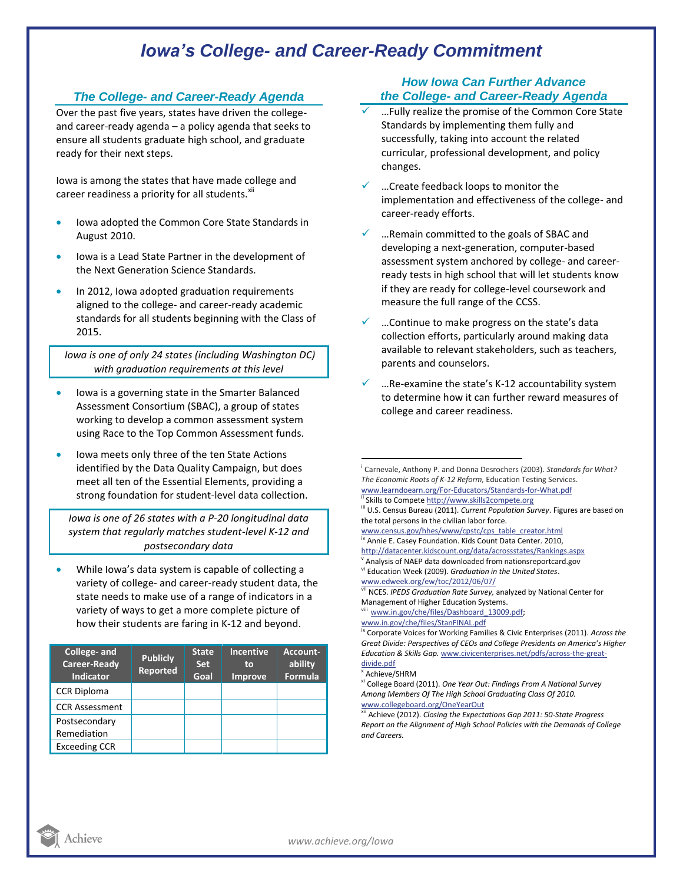# Iowa's College- and Career-Ready Commitment

## The College- and Career-Ready Agenda

Over the past five years, states have driven the college- and career-ready agenda – a policy agenda that seeks to ensure all students graduate high school, and graduate ready for their next steps.

Iowa is among the states that have made college and career readiness a priority for all students.[xii]

- Iowa adopted the Common Core State Standards in August 2010.
- Iowa is a Lead State Partner in the development of the Next Generation Science Standards.
- In 2012, Iowa adopted graduation requirements aligned to the college- and career-ready academic standards for all students beginning with the Class of 2015.

*Iowa is one of only 24 states (including Washington DC) with graduation requirements at this level*

- Iowa is a governing state in the Smarter Balanced Assessment Consortium (SBAC), a group of states working to develop a common assessment system using Race to the Top Common Assessment funds.
- Iowa meets only three of the ten State Actions identified by the Data Quality Campaign, but does meet all ten of the Essential Elements, providing a strong foundation for student-level data collection.

*Iowa is one of 26 states with a P-20 longitudinal data system that regularly matches student-level K-12 and postsecondary data*

- While Iowa's data system is capable of collecting a variety of college- and career-ready student data, the state needs to make use of a range of indicators in a variety of ways to get a more complete picture of how their students are faring in K-12 and beyond.

| College- and Career-Ready Indicator | Publicly Reported | State Set Goal | Incentive to Improve | Account-ability Formula |
|---|---|---|---|---|
| CCR Diploma | | | | |
| CCR Assessment | | | | |
| Postsecondary Remediation | | | | |
| Exceeding CCR | | | | |

## How Iowa Can Further Advance the College- and Career-Ready Agenda

- ✓ …Fully realize the promise of the Common Core State Standards by implementing them fully and successfully, taking into account the related curricular, professional development, and policy changes.
- ✓ …Create feedback loops to monitor the implementation and effectiveness of the college- and career-ready efforts.
- ✓ …Remain committed to the goals of SBAC and developing a next-generation, computer-based assessment system anchored by college- and career-ready tests in high school that will let students know if they are ready for college-level coursework and measure the full range of the CCSS.
- ✓ …Continue to make progress on the state's data collection efforts, particularly around making data available to relevant stakeholders, such as teachers, parents and counselors.
- ✓ …Re-examine the state's K-12 accountability system to determine how it can further reward measures of college and career readiness.

---

[i] Carnevale, Anthony P. and Donna Desrochers (2003). *Standards for What? The Economic Roots of K-12 Reform,* Education Testing Services. www.learndoearn.org/For-Educators/Standards-for-What.pdf

[ii] Skills to Compete http://www.skills2compete.org

[iii] U.S. Census Bureau (2011). *Current Population Survey*. Figures are based on the total persons in the civilian labor force. www.census.gov/hhes/www/cpstc/cps_table_creator.html

[iv] Annie E. Casey Foundation. Kids Count Data Center. 2010, http://datacenter.kidscount.org/data/acrossstates/Rankings.aspx

[v] Analysis of NAEP data downloaded from nationsreportcard.gov

[vi] Education Week (2009). *Graduation in the United States*. www.edweek.org/ew/toc/2012/06/07/

[vii] NCES. *IPEDS Graduation Rate Survey,* analyzed by National Center for Management of Higher Education Systems.

[viii] www.in.gov/che/files/Dashboard_13009.pdf; www.in.gov/che/files/StanFINAL.pdf

[ix] Corporate Voices for Working Families & Civic Enterprises (2011). *Across the Great Divide: Perspectives of CEOs and College Presidents on America's Higher Education & Skills Gap.* www.civicenterprises.net/pdfs/across-the-great-divide.pdf

[x] Achieve/SHRM

[xi] College Board (2011). *One Year Out: Findings From A National Survey Among Members Of The High School Graduating Class Of 2010.* www.collegeboard.org/OneYearOut

[xii] Achieve (2012). *Closing the Expectations Gap 2011: 50-State Progress Report on the Alignment of High School Policies with the Demands of College and Careers.*